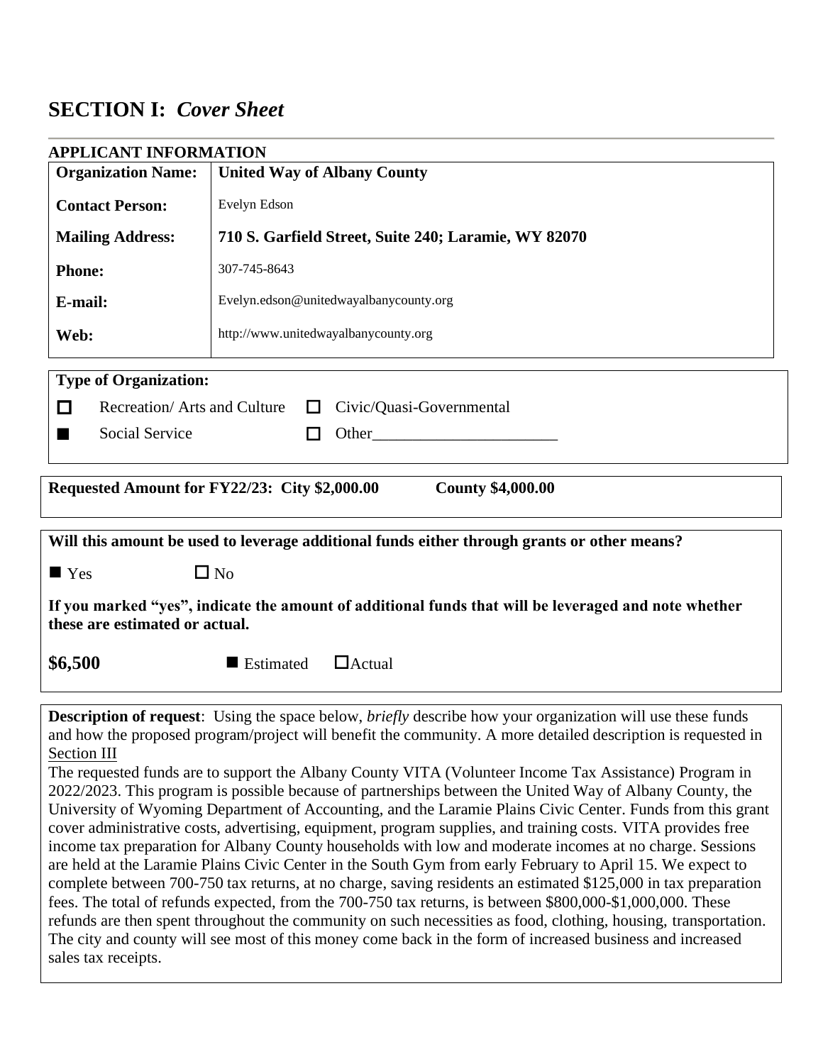# SECTION I: *Cover Sheet*

**APPLICANT INFORMATION**

| | |
|---|---|
| **Organization Name:** | **United Way of Albany County** |
| **Contact Person:** | Evelyn Edson |
| **Mailing Address:** | **710 S. Garfield Street, Suite 240; Laramie, WY 82070** |
| **Phone:** | 307-745-8643 |
| **E-mail:** | Evelyn.edson@unitedwayalbanycounty.org |
| **Web:** | http://www.unitedwayalbanycounty.org |

**Type of Organization:**

- ☐ Recreation/ Arts and Culture
- ☐ Civic/Quasi-Governmental
- ■ Social Service
- ☐ Other________________________

**Requested Amount for FY22/23: City $2,000.00 County $4,000.00**

**Will this amount be used to leverage additional funds either through grants or other means?**

■ Yes ☐ No

**If you marked "yes", indicate the amount of additional funds that will be leveraged and note whether these are estimated or actual.**

**$6,500** ■ Estimated ☐ Actual

**Description of request**: Using the space below, *briefly* describe how your organization will use these funds and how the proposed program/project will benefit the community. A more detailed description is requested in Section III

The requested funds are to support the Albany County VITA (Volunteer Income Tax Assistance) Program in 2022/2023. This program is possible because of partnerships between the United Way of Albany County, the University of Wyoming Department of Accounting, and the Laramie Plains Civic Center. Funds from this grant cover administrative costs, advertising, equipment, program supplies, and training costs. VITA provides free income tax preparation for Albany County households with low and moderate incomes at no charge. Sessions are held at the Laramie Plains Civic Center in the South Gym from early February to April 15. We expect to complete between 700-750 tax returns, at no charge, saving residents an estimated $125,000 in tax preparation fees. The total of refunds expected, from the 700-750 tax returns, is between $800,000-$1,000,000. These refunds are then spent throughout the community on such necessities as food, clothing, housing, transportation. The city and county will see most of this money come back in the form of increased business and increased sales tax receipts.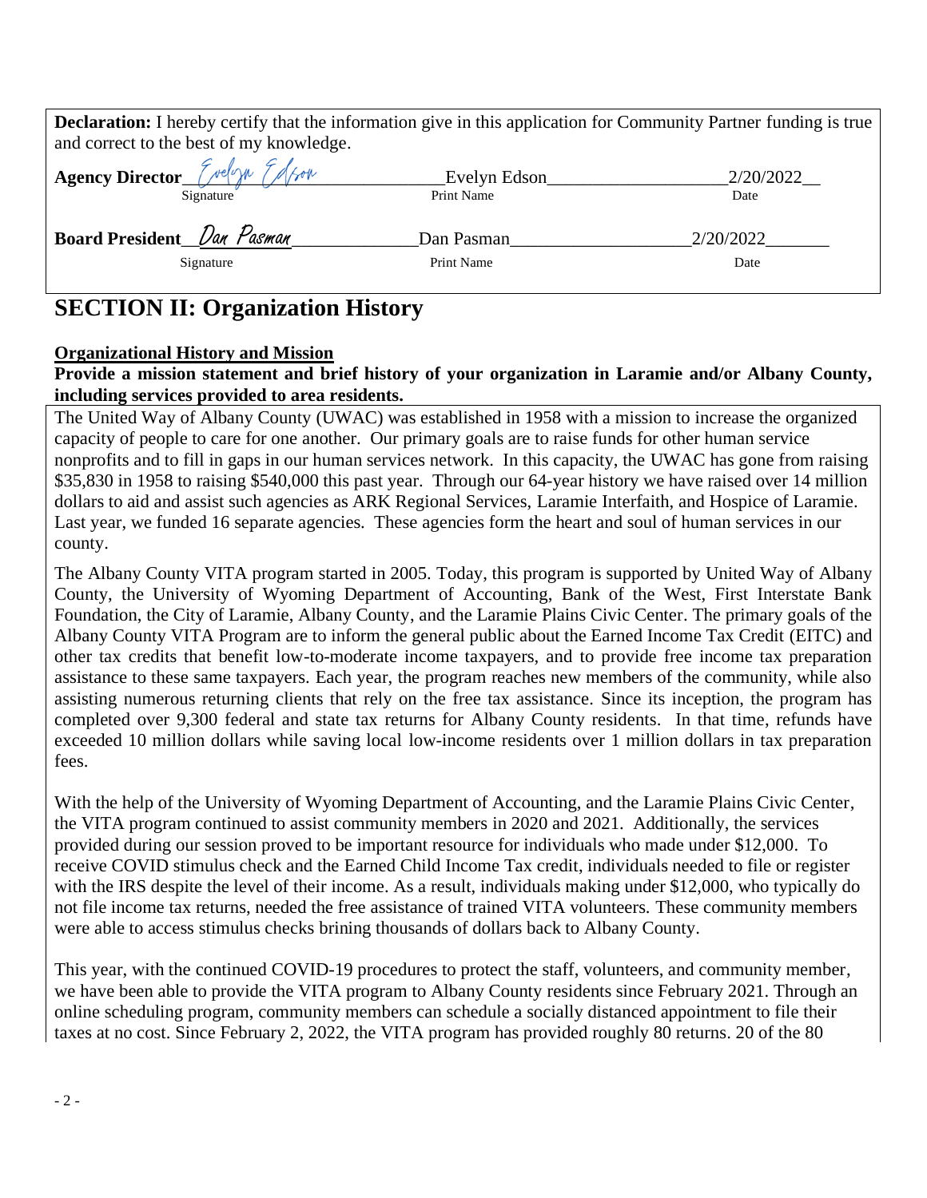**Declaration:** I hereby certify that the information give in this application for Community Partner funding is true and correct to the best of my knowledge.

| | | |
|---|---|---|
| **Agency Director** *Evelyn Edson* | Evelyn Edson | 2/20/2022 |
| Signature | Print Name | Date |
| **Board President** *Dan Pasman* | Dan Pasman | 2/20/2022 |
| Signature | Print Name | Date |

# SECTION II: Organization History

**Organizational History and Mission**

**Provide a mission statement and brief history of your organization in Laramie and/or Albany County, including services provided to area residents.**

The United Way of Albany County (UWAC) was established in 1958 with a mission to increase the organized capacity of people to care for one another. Our primary goals are to raise funds for other human service nonprofits and to fill in gaps in our human services network. In this capacity, the UWAC has gone from raising $35,830 in 1958 to raising $540,000 this past year. Through our 64-year history we have raised over 14 million dollars to aid and assist such agencies as ARK Regional Services, Laramie Interfaith, and Hospice of Laramie. Last year, we funded 16 separate agencies. These agencies form the heart and soul of human services in our county.

The Albany County VITA program started in 2005. Today, this program is supported by United Way of Albany County, the University of Wyoming Department of Accounting, Bank of the West, First Interstate Bank Foundation, the City of Laramie, Albany County, and the Laramie Plains Civic Center. The primary goals of the Albany County VITA Program are to inform the general public about the Earned Income Tax Credit (EITC) and other tax credits that benefit low-to-moderate income taxpayers, and to provide free income tax preparation assistance to these same taxpayers. Each year, the program reaches new members of the community, while also assisting numerous returning clients that rely on the free tax assistance. Since its inception, the program has completed over 9,300 federal and state tax returns for Albany County residents. In that time, refunds have exceeded 10 million dollars while saving local low-income residents over 1 million dollars in tax preparation fees.

With the help of the University of Wyoming Department of Accounting, and the Laramie Plains Civic Center, the VITA program continued to assist community members in 2020 and 2021. Additionally, the services provided during our session proved to be important resource for individuals who made under $12,000. To receive COVID stimulus check and the Earned Child Income Tax credit, individuals needed to file or register with the IRS despite the level of their income. As a result, individuals making under $12,000, who typically do not file income tax returns, needed the free assistance of trained VITA volunteers. These community members were able to access stimulus checks brining thousands of dollars back to Albany County.

This year, with the continued COVID-19 procedures to protect the staff, volunteers, and community member, we have been able to provide the VITA program to Albany County residents since February 2021. Through an online scheduling program, community members can schedule a socially distanced appointment to file their taxes at no cost. Since February 2, 2022, the VITA program has provided roughly 80 returns. 20 of the 80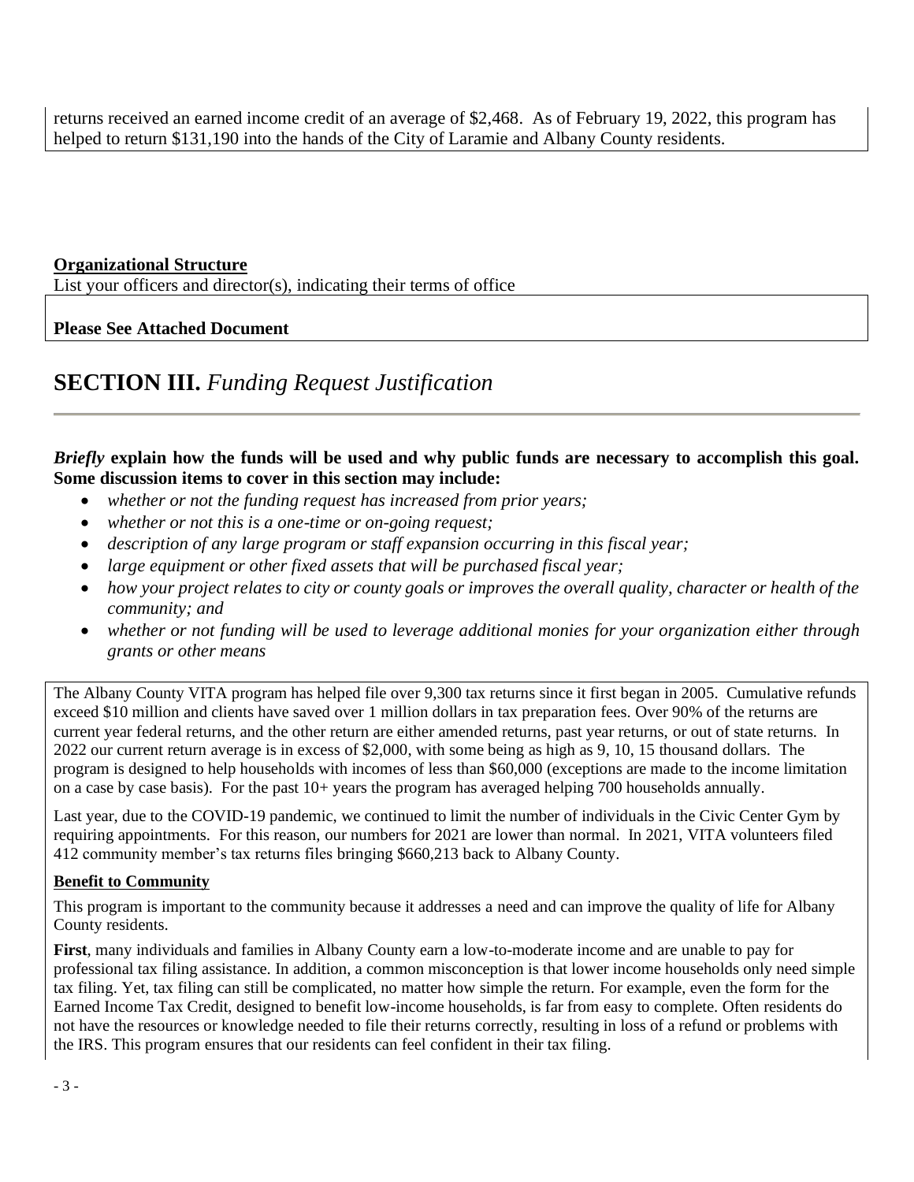returns received an earned income credit of an average of $2,468. As of February 19, 2022, this program has helped to return $131,190 into the hands of the City of Laramie and Albany County residents.

**Organizational Structure**

List your officers and director(s), indicating their terms of office

**Please See Attached Document**

# SECTION III. *Funding Request Justification*

***Briefly* explain how the funds will be used and why public funds are necessary to accomplish this goal. Some discussion items to cover in this section may include:**

- *whether or not the funding request has increased from prior years;*
- *whether or not this is a one-time or on-going request;*
- *description of any large program or staff expansion occurring in this fiscal year;*
- *large equipment or other fixed assets that will be purchased fiscal year;*
- *how your project relates to city or county goals or improves the overall quality, character or health of the community; and*
- *whether or not funding will be used to leverage additional monies for your organization either through grants or other means*

The Albany County VITA program has helped file over 9,300 tax returns since it first began in 2005. Cumulative refunds exceed $10 million and clients have saved over 1 million dollars in tax preparation fees. Over 90% of the returns are current year federal returns, and the other return are either amended returns, past year returns, or out of state returns. In 2022 our current return average is in excess of $2,000, with some being as high as 9, 10, 15 thousand dollars. The program is designed to help households with incomes of less than $60,000 (exceptions are made to the income limitation on a case by case basis). For the past 10+ years the program has averaged helping 700 households annually.

Last year, due to the COVID-19 pandemic, we continued to limit the number of individuals in the Civic Center Gym by requiring appointments. For this reason, our numbers for 2021 are lower than normal. In 2021, VITA volunteers filed 412 community member's tax returns files bringing $660,213 back to Albany County.

**Benefit to Community**

This program is important to the community because it addresses a need and can improve the quality of life for Albany County residents.

**First**, many individuals and families in Albany County earn a low-to-moderate income and are unable to pay for professional tax filing assistance. In addition, a common misconception is that lower income households only need simple tax filing. Yet, tax filing can still be complicated, no matter how simple the return. For example, even the form for the Earned Income Tax Credit, designed to benefit low-income households, is far from easy to complete. Often residents do not have the resources or knowledge needed to file their returns correctly, resulting in loss of a refund or problems with the IRS. This program ensures that our residents can feel confident in their tax filing.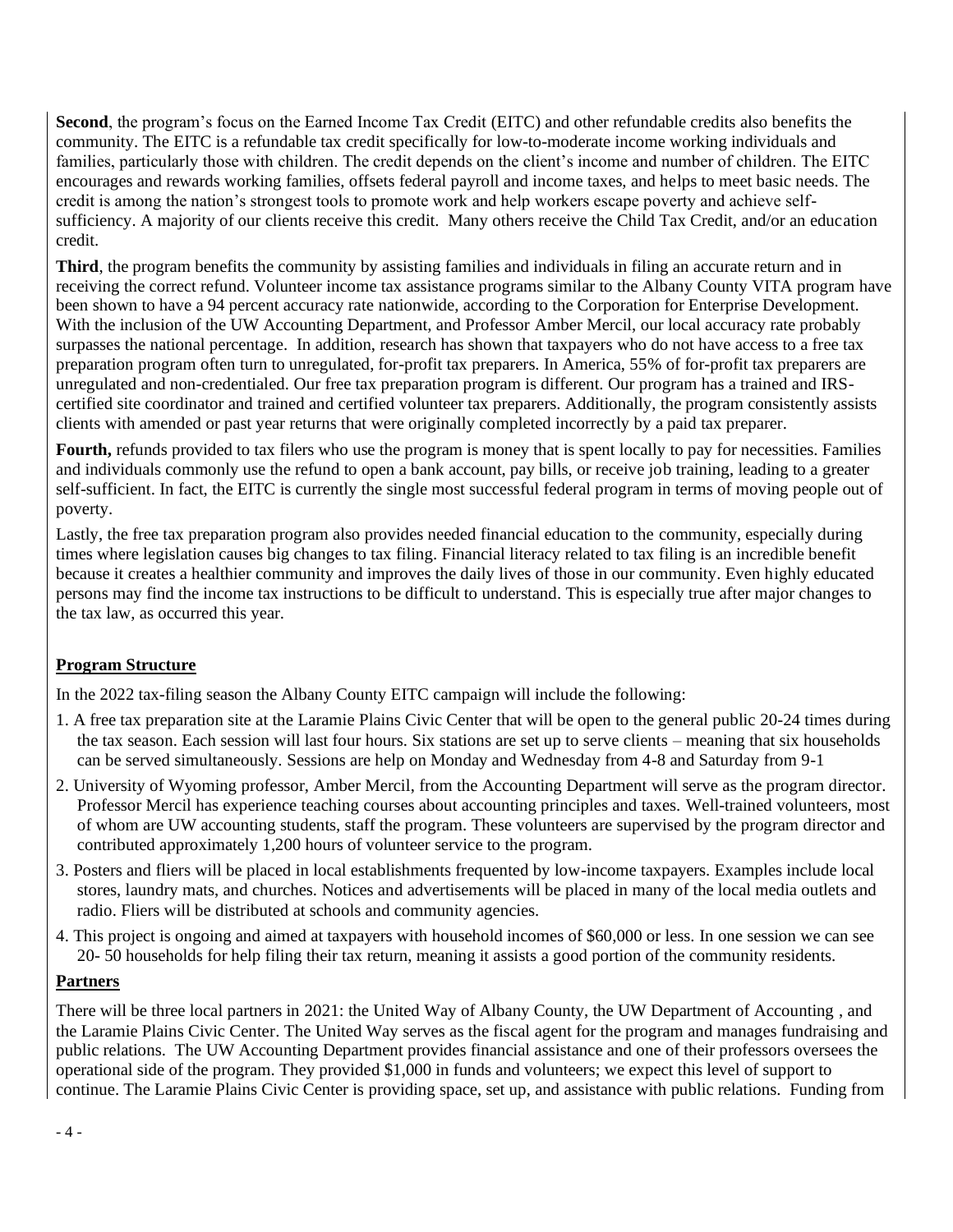**Second**, the program's focus on the Earned Income Tax Credit (EITC) and other refundable credits also benefits the community. The EITC is a refundable tax credit specifically for low-to-moderate income working individuals and families, particularly those with children. The credit depends on the client's income and number of children. The EITC encourages and rewards working families, offsets federal payroll and income taxes, and helps to meet basic needs. The credit is among the nation's strongest tools to promote work and help workers escape poverty and achieve self-sufficiency. A majority of our clients receive this credit. Many others receive the Child Tax Credit, and/or an education credit.

**Third**, the program benefits the community by assisting families and individuals in filing an accurate return and in receiving the correct refund. Volunteer income tax assistance programs similar to the Albany County VITA program have been shown to have a 94 percent accuracy rate nationwide, according to the Corporation for Enterprise Development. With the inclusion of the UW Accounting Department, and Professor Amber Mercil, our local accuracy rate probably surpasses the national percentage. In addition, research has shown that taxpayers who do not have access to a free tax preparation program often turn to unregulated, for-profit tax preparers. In America, 55% of for-profit tax preparers are unregulated and non-credentialed. Our free tax preparation program is different. Our program has a trained and IRS-certified site coordinator and trained and certified volunteer tax preparers. Additionally, the program consistently assists clients with amended or past year returns that were originally completed incorrectly by a paid tax preparer.

**Fourth,** refunds provided to tax filers who use the program is money that is spent locally to pay for necessities. Families and individuals commonly use the refund to open a bank account, pay bills, or receive job training, leading to a greater self-sufficient. In fact, the EITC is currently the single most successful federal program in terms of moving people out of poverty.

Lastly, the free tax preparation program also provides needed financial education to the community, especially during times where legislation causes big changes to tax filing. Financial literacy related to tax filing is an incredible benefit because it creates a healthier community and improves the daily lives of those in our community. Even highly educated persons may find the income tax instructions to be difficult to understand. This is especially true after major changes to the tax law, as occurred this year.

## Program Structure

In the 2022 tax-filing season the Albany County EITC campaign will include the following:

1. A free tax preparation site at the Laramie Plains Civic Center that will be open to the general public 20-24 times during the tax season. Each session will last four hours. Six stations are set up to serve clients – meaning that six households can be served simultaneously. Sessions are help on Monday and Wednesday from 4-8 and Saturday from 9-1
2. University of Wyoming professor, Amber Mercil, from the Accounting Department will serve as the program director. Professor Mercil has experience teaching courses about accounting principles and taxes. Well-trained volunteers, most of whom are UW accounting students, staff the program. These volunteers are supervised by the program director and contributed approximately 1,200 hours of volunteer service to the program.
3. Posters and fliers will be placed in local establishments frequented by low-income taxpayers. Examples include local stores, laundry mats, and churches. Notices and advertisements will be placed in many of the local media outlets and radio. Fliers will be distributed at schools and community agencies.
4. This project is ongoing and aimed at taxpayers with household incomes of $60,000 or less. In one session we can see 20- 50 households for help filing their tax return, meaning it assists a good portion of the community residents.

## Partners

There will be three local partners in 2021: the United Way of Albany County, the UW Department of Accounting , and the Laramie Plains Civic Center. The United Way serves as the fiscal agent for the program and manages fundraising and public relations. The UW Accounting Department provides financial assistance and one of their professors oversees the operational side of the program. They provided $1,000 in funds and volunteers; we expect this level of support to continue. The Laramie Plains Civic Center is providing space, set up, and assistance with public relations. Funding from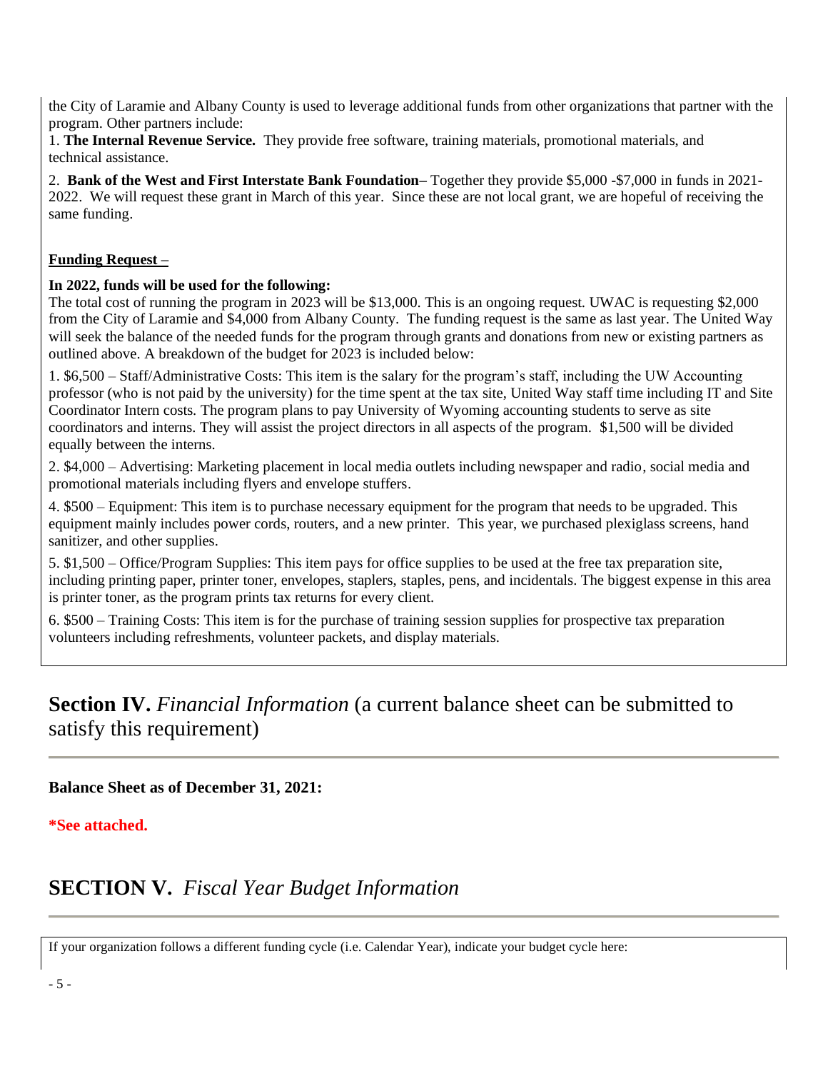the City of Laramie and Albany County is used to leverage additional funds from other organizations that partner with the program. Other partners include:

1. **The Internal Revenue Service.** They provide free software, training materials, promotional materials, and technical assistance.

2. **Bank of the West and First Interstate Bank Foundation**– Together they provide $5,000 -$7,000 in funds in 2021-2022. We will request these grant in March of this year. Since these are not local grant, we are hopeful of receiving the same funding.

**Funding Request –**

**In 2022, funds will be used for the following:**

The total cost of running the program in 2023 will be $13,000. This is an ongoing request. UWAC is requesting $2,000 from the City of Laramie and $4,000 from Albany County. The funding request is the same as last year. The United Way will seek the balance of the needed funds for the program through grants and donations from new or existing partners as outlined above. A breakdown of the budget for 2023 is included below:

1. $6,500 – Staff/Administrative Costs: This item is the salary for the program's staff, including the UW Accounting professor (who is not paid by the university) for the time spent at the tax site, United Way staff time including IT and Site Coordinator Intern costs. The program plans to pay University of Wyoming accounting students to serve as site coordinators and interns. They will assist the project directors in all aspects of the program. $1,500 will be divided equally between the interns.

2. $4,000 – Advertising: Marketing placement in local media outlets including newspaper and radio, social media and promotional materials including flyers and envelope stuffers.

4. $500 – Equipment: This item is to purchase necessary equipment for the program that needs to be upgraded. This equipment mainly includes power cords, routers, and a new printer. This year, we purchased plexiglass screens, hand sanitizer, and other supplies.

5. $1,500 – Office/Program Supplies: This item pays for office supplies to be used at the free tax preparation site, including printing paper, printer toner, envelopes, staplers, staples, pens, and incidentals. The biggest expense in this area is printer toner, as the program prints tax returns for every client.

6. $500 – Training Costs: This item is for the purchase of training session supplies for prospective tax preparation volunteers including refreshments, volunteer packets, and display materials.

## **Section IV.** *Financial Information* (a current balance sheet can be submitted to satisfy this requirement)

**Balance Sheet as of December 31, 2021:**

**\*See attached.**

## **SECTION V.** *Fiscal Year Budget Information*

If your organization follows a different funding cycle (i.e. Calendar Year), indicate your budget cycle here: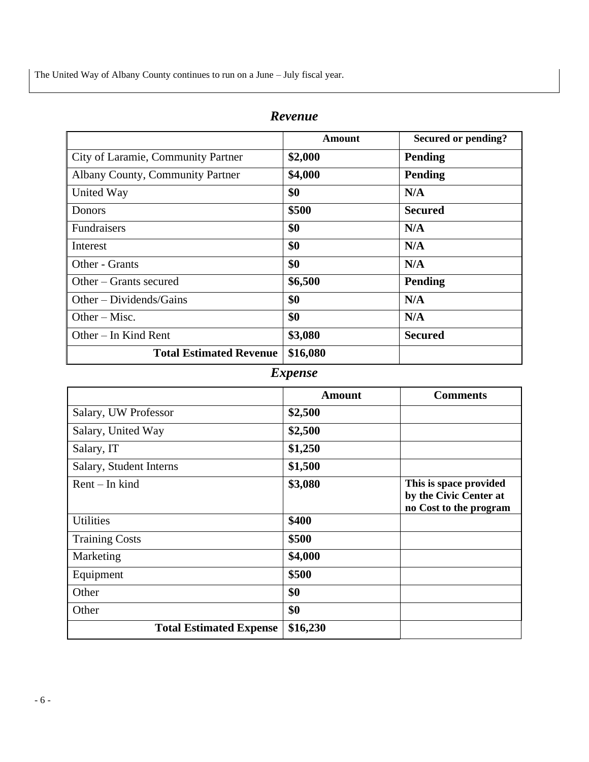The United Way of Albany County continues to run on a June – July fiscal year.

## *Revenue*

| | Amount | Secured or pending? |
|---|---|---|
| City of Laramie, Community Partner | **$2,000** | **Pending** |
| Albany County, Community Partner | **$4,000** | **Pending** |
| United Way | **$0** | **N/A** |
| Donors | **$500** | **Secured** |
| Fundraisers | **$0** | **N/A** |
| Interest | **$0** | **N/A** |
| Other - Grants | **$0** | **N/A** |
| Other – Grants secured | **$6,500** | **Pending** |
| Other – Dividends/Gains | **$0** | **N/A** |
| Other – Misc. | **$0** | **N/A** |
| Other – In Kind Rent | **$3,080** | **Secured** |
| **Total Estimated Revenue** | **$16,080** | |

## *Expense*

| | Amount | Comments |
|---|---|---|
| Salary, UW Professor | **$2,500** | |
| Salary, United Way | **$2,500** | |
| Salary, IT | **$1,250** | |
| Salary, Student Interns | **$1,500** | |
| Rent – In kind | **$3,080** | **This is space provided by the Civic Center at no Cost to the program** |
| Utilities | **$400** | |
| Training Costs | **$500** | |
| Marketing | **$4,000** | |
| Equipment | **$500** | |
| Other | **$0** | |
| Other | **$0** | |
| **Total Estimated Expense** | **$16,230** | |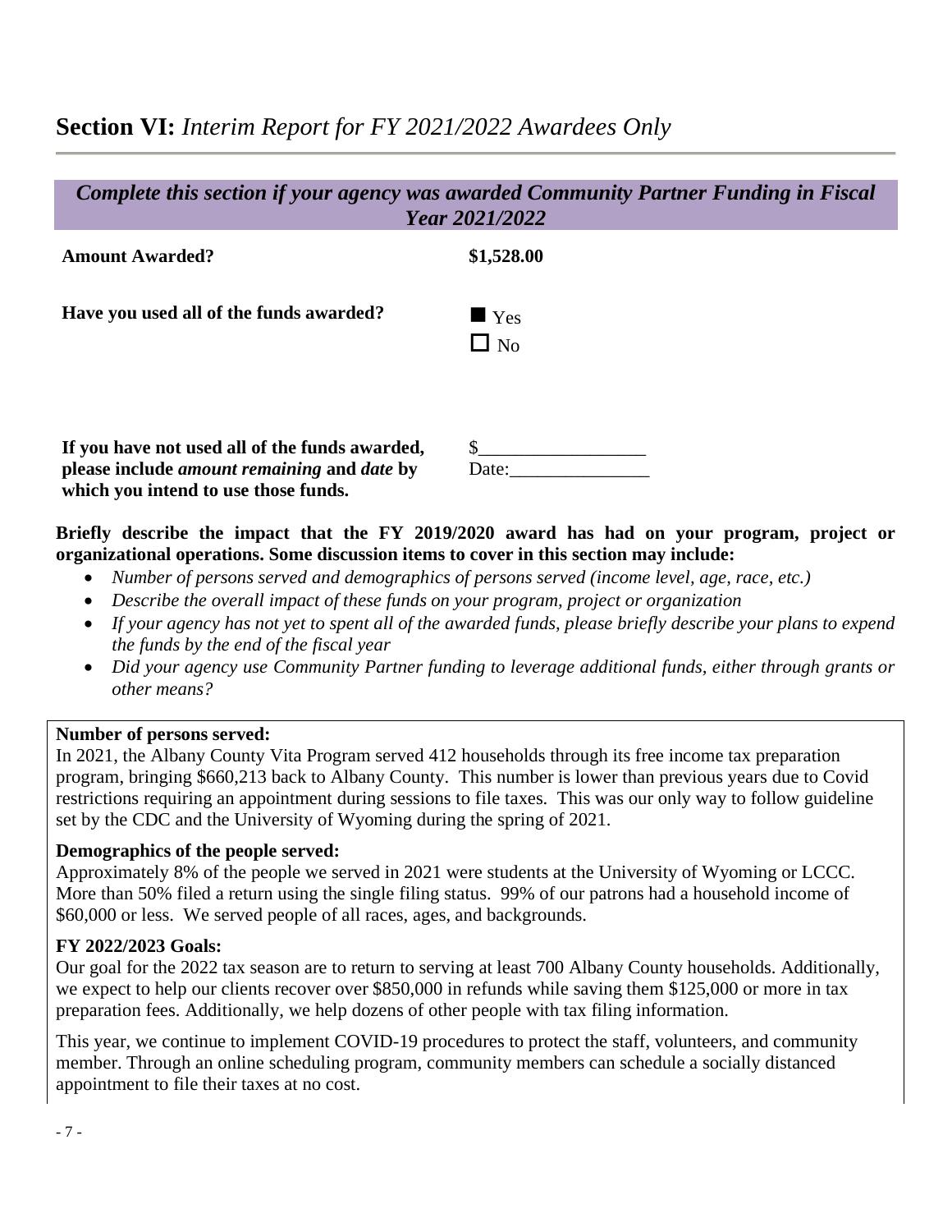## **Section VI:** *Interim Report for FY 2021/2022 Awardees Only*

***Complete this section if your agency was awarded Community Partner Funding in Fiscal Year 2021/2022***

| | |
|---|---|
| **Amount Awarded?** | **$1,528.00** |
| **Have you used all of the funds awarded?** | ■ Yes<br>☐ No |
| **If you have not used all of the funds awarded, please include *amount remaining* and *date* by which you intend to use those funds.** | $__________________<br>Date:_______________ |

**Briefly describe the impact that the FY 2019/2020 award has had on your program, project or organizational operations. Some discussion items to cover in this section may include:**

- *Number of persons served and demographics of persons served (income level, age, race, etc.)*
- *Describe the overall impact of these funds on your program, project or organization*
- *If your agency has not yet to spent all of the awarded funds, please briefly describe your plans to expend the funds by the end of the fiscal year*
- *Did your agency use Community Partner funding to leverage additional funds, either through grants or other means?*

**Number of persons served:**

In 2021, the Albany County Vita Program served 412 households through its free income tax preparation program, bringing $660,213 back to Albany County. This number is lower than previous years due to Covid restrictions requiring an appointment during sessions to file taxes. This was our only way to follow guideline set by the CDC and the University of Wyoming during the spring of 2021.

**Demographics of the people served:**

Approximately 8% of the people we served in 2021 were students at the University of Wyoming or LCCC. More than 50% filed a return using the single filing status. 99% of our patrons had a household income of $60,000 or less. We served people of all races, ages, and backgrounds.

**FY 2022/2023 Goals:**

Our goal for the 2022 tax season are to return to serving at least 700 Albany County households. Additionally, we expect to help our clients recover over $850,000 in refunds while saving them $125,000 or more in tax preparation fees. Additionally, we help dozens of other people with tax filing information.

This year, we continue to implement COVID-19 procedures to protect the staff, volunteers, and community member. Through an online scheduling program, community members can schedule a socially distanced appointment to file their taxes at no cost.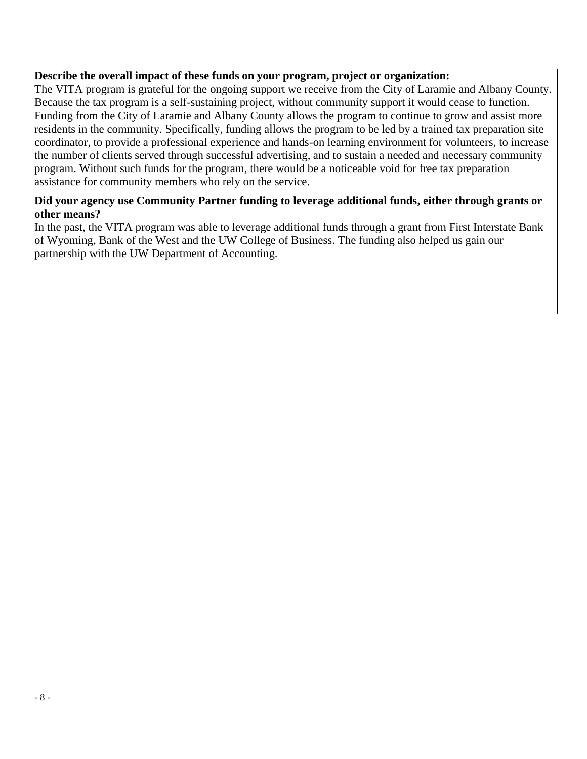**Describe the overall impact of these funds on your program, project or organization:**

The VITA program is grateful for the ongoing support we receive from the City of Laramie and Albany County. Because the tax program is a self-sustaining project, without community support it would cease to function. Funding from the City of Laramie and Albany County allows the program to continue to grow and assist more residents in the community. Specifically, funding allows the program to be led by a trained tax preparation site coordinator, to provide a professional experience and hands-on learning environment for volunteers, to increase the number of clients served through successful advertising, and to sustain a needed and necessary community program. Without such funds for the program, there would be a noticeable void for free tax preparation assistance for community members who rely on the service.

**Did your agency use Community Partner funding to leverage additional funds, either through grants or other means?**

In the past, the VITA program was able to leverage additional funds through a grant from First Interstate Bank of Wyoming, Bank of the West and the UW College of Business. The funding also helped us gain our partnership with the UW Department of Accounting.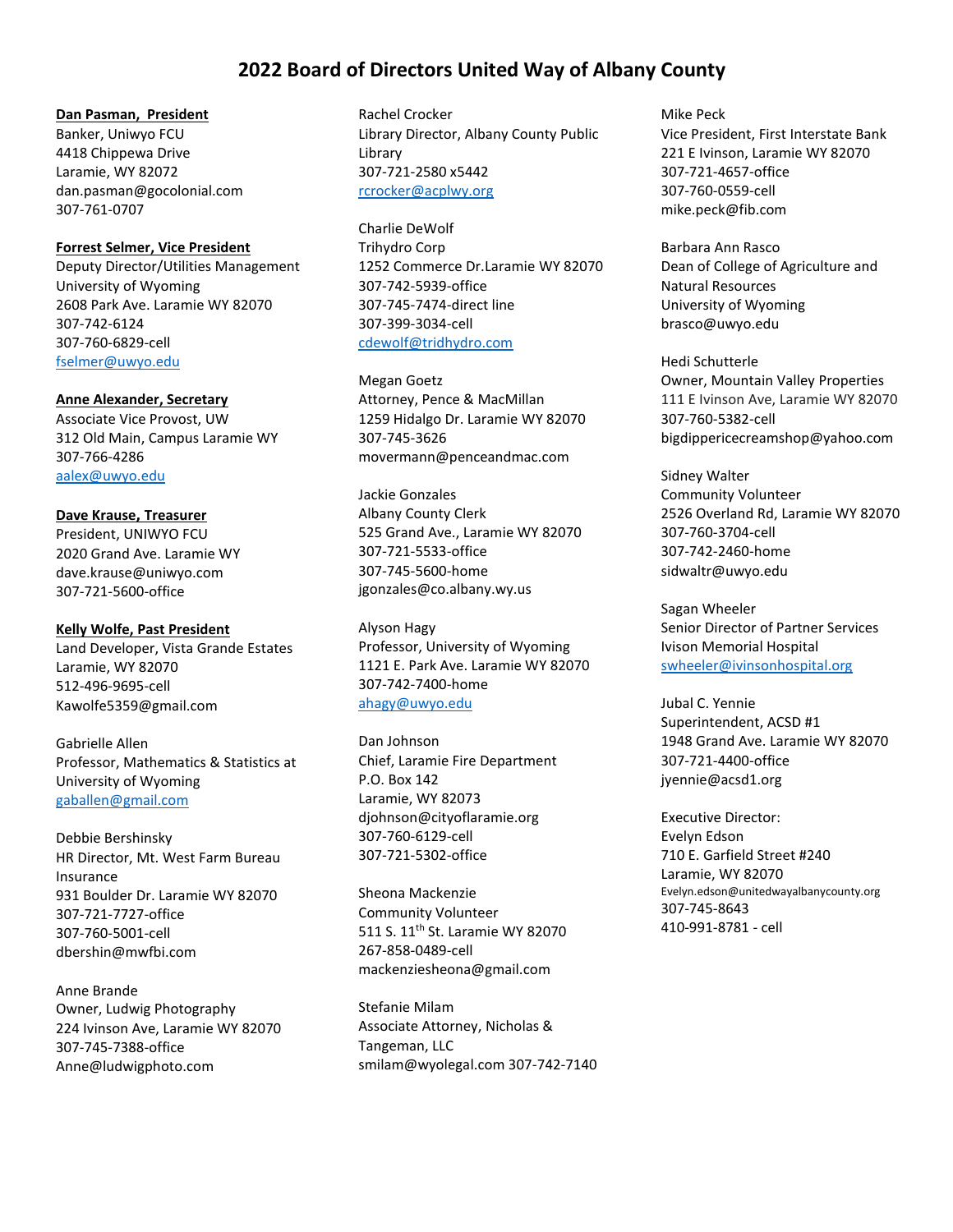# 2022 Board of Directors United Way of Albany County

**Dan Pasman, President**
Banker, Uniwyo FCU
4418 Chippewa Drive
Laramie, WY 82072
dan.pasman@gocolonial.com
307-761-0707

**Forrest Selmer, Vice President**
Deputy Director/Utilities Management
University of Wyoming
2608 Park Ave. Laramie WY 82070
307-742-6124
307-760-6829-cell
fselmer@uwyo.edu

**Anne Alexander, Secretary**
Associate Vice Provost, UW
312 Old Main, Campus Laramie WY
307-766-4286
aalex@uwyo.edu

**Dave Krause, Treasurer**
President, UNIWYO FCU
2020 Grand Ave. Laramie WY
dave.krause@uniwyo.com
307-721-5600-office

**Kelly Wolfe, Past President**
Land Developer, Vista Grande Estates
Laramie, WY 82070
512-496-9695-cell
Kawolfe5359@gmail.com

Gabrielle Allen
Professor, Mathematics & Statistics at University of Wyoming
gaballen@gmail.com

Debbie Bershinsky
HR Director, Mt. West Farm Bureau Insurance
931 Boulder Dr. Laramie WY 82070
307-721-7727-office
307-760-5001-cell
dbershin@mwfbi.com

Anne Brande
Owner, Ludwig Photography
224 Ivinson Ave, Laramie WY 82070
307-745-7388-office
Anne@ludwigphoto.com

Rachel Crocker
Library Director, Albany County Public Library
307-721-2580 x5442
rcrocker@acplwy.org

Charlie DeWolf
Trihydro Corp
1252 Commerce Dr.Laramie WY 82070
307-742-5939-office
307-745-7474-direct line
307-399-3034-cell
cdewolf@tridhydro.com

Megan Goetz
Attorney, Pence & MacMillan
1259 Hidalgo Dr. Laramie WY 82070
307-745-3626
movermann@penceandmac.com

Jackie Gonzales
Albany County Clerk
525 Grand Ave., Laramie WY 82070
307-721-5533-office
307-745-5600-home
jgonzales@co.albany.wy.us

Alyson Hagy
Professor, University of Wyoming
1121 E. Park Ave. Laramie WY 82070
307-742-7400-home
ahagy@uwyo.edu

Dan Johnson
Chief, Laramie Fire Department
P.O. Box 142
Laramie, WY 82073
djohnson@cityoflaramie.org
307-760-6129-cell
307-721-5302-office

Sheona Mackenzie
Community Volunteer
511 S. 11th St. Laramie WY 82070
267-858-0489-cell
mackenziesheona@gmail.com

Stefanie Milam
Associate Attorney, Nicholas & Tangeman, LLC
smilam@wyolegal.com 307-742-7140

Mike Peck
Vice President, First Interstate Bank
221 E Ivinson, Laramie WY 82070
307-721-4657-office
307-760-0559-cell
mike.peck@fib.com

Barbara Ann Rasco
Dean of College of Agriculture and Natural Resources
University of Wyoming
brasco@uwyo.edu

Hedi Schutterle
Owner, Mountain Valley Properties
111 E Ivinson Ave, Laramie WY 82070
307-760-5382-cell
bigdippericecreamshop@yahoo.com

Sidney Walter
Community Volunteer
2526 Overland Rd, Laramie WY 82070
307-760-3704-cell
307-742-2460-home
sidwaltr@uwyo.edu

Sagan Wheeler
Senior Director of Partner Services
Ivison Memorial Hospital
swheeler@ivinsonhospital.org

Jubal C. Yennie
Superintendent, ACSD #1
1948 Grand Ave. Laramie WY 82070
307-721-4400-office
jyennie@acsd1.org

Executive Director:
Evelyn Edson
710 E. Garfield Street #240
Laramie, WY 82070
Evelyn.edson@unitedwayalbanycounty.org
307-745-8643
410-991-8781 - cell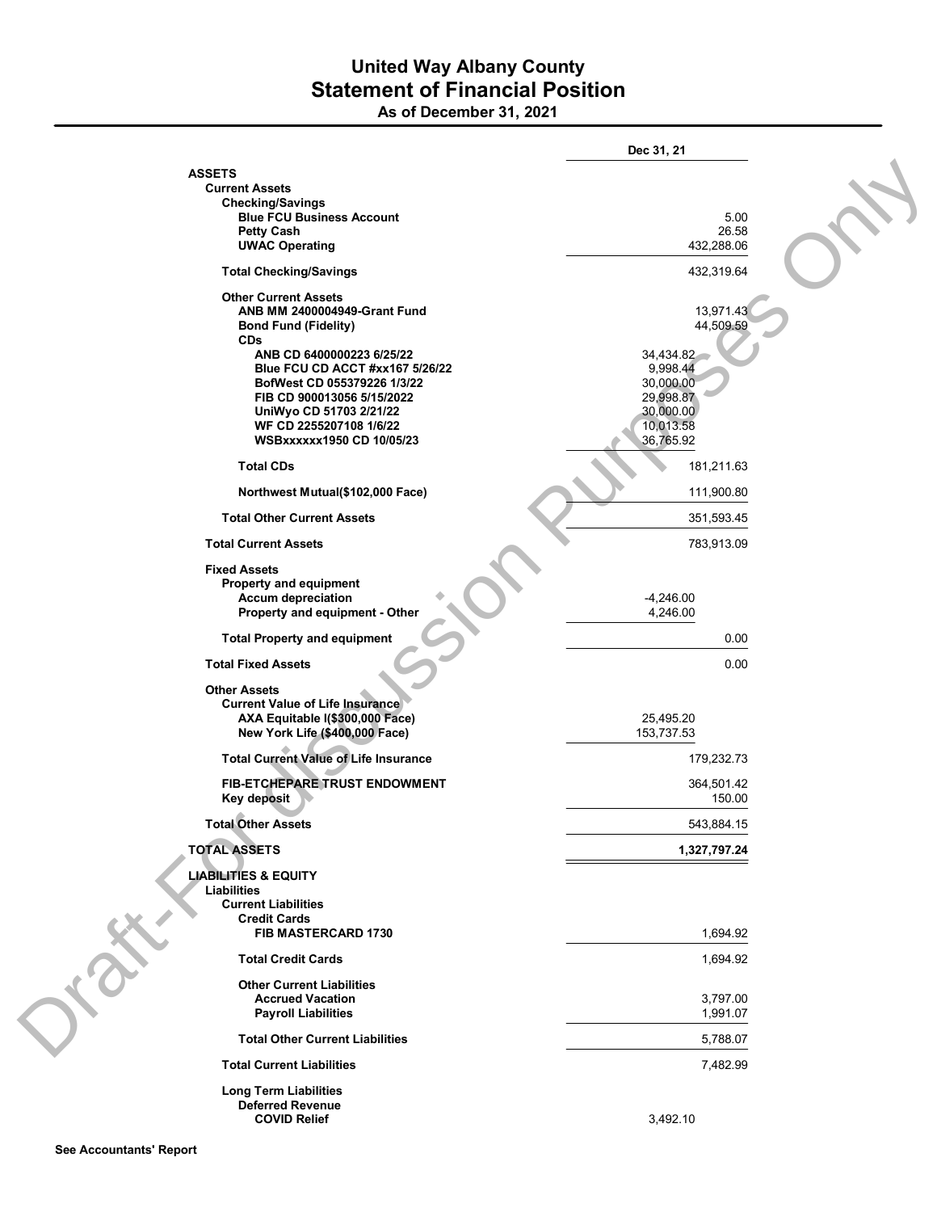# United Way Albany County
## Statement of Financial Position
### As of December 31, 2021

| | | Dec 31, 21 |
|---|---|---|
| **ASSETS** | | |
| **Current Assets** | | |
| **Checking/Savings** | | |
| **Blue FCU Business Account** | | 5.00 |
| **Petty Cash** | | 26.58 |
| **UWAC Operating** | | 432,288.06 |
| **Total Checking/Savings** | | 432,319.64 |
| **Other Current Assets** | | |
| **ANB MM 2400004949-Grant Fund** | | 13,971.43 |
| **Bond Fund (Fidelity)** | | 44,509.59 |
| **CDs** | | |
| **ANB CD 6400000223 6/25/22** | 34,434.82 | |
| **Blue FCU CD ACCT #xx167 5/26/22** | 9,998.44 | |
| **BofWest CD 055379226 1/3/22** | 30,000.00 | |
| **FIB CD 900013056 5/15/2022** | 29,998.87 | |
| **UniWyo CD 51703 2/21/22** | 30,000.00 | |
| **WF CD 2255207108 1/6/22** | 10,013.58 | |
| **WSBxxxxxx1950 CD 10/05/23** | 36,765.92 | |
| **Total CDs** | | 181,211.63 |
| **Northwest Mutual($102,000 Face)** | | 111,900.80 |
| **Total Other Current Assets** | | 351,593.45 |
| **Total Current Assets** | | 783,913.09 |
| **Fixed Assets** | | |
| **Property and equipment** | | |
| **Accum depreciation** | -4,246.00 | |
| **Property and equipment - Other** | 4,246.00 | |
| **Total Property and equipment** | | 0.00 |
| **Total Fixed Assets** | | 0.00 |
| **Other Assets** | | |
| **Current Value of Life Insurance** | | |
| **AXA Equitable I($300,000 Face)** | 25,495.20 | |
| **New York Life ($400,000 Face)** | 153,737.53 | |
| **Total Current Value of Life Insurance** | | 179,232.73 |
| **FIB-ETCHEPARE TRUST ENDOWMENT** | | 364,501.42 |
| **Key deposit** | | 150.00 |
| **Total Other Assets** | | 543,884.15 |
| **TOTAL ASSETS** | | **1,327,797.24** |
| **LIABILITIES & EQUITY** | | |
| **Liabilities** | | |
| **Current Liabilities** | | |
| **Credit Cards** | | |
| **FIB MASTERCARD 1730** | | 1,694.92 |
| **Total Credit Cards** | | 1,694.92 |
| **Other Current Liabilities** | | |
| **Accrued Vacation** | | 3,797.00 |
| **Payroll Liabilities** | | 1,991.07 |
| **Total Other Current Liabilities** | | 5,788.07 |
| **Total Current Liabilities** | | 7,482.99 |
| **Long Term Liabilities** | | |
| **Deferred Revenue** | | |
| **COVID Relief** | 3,492.10 | |

**See Accountants' Report**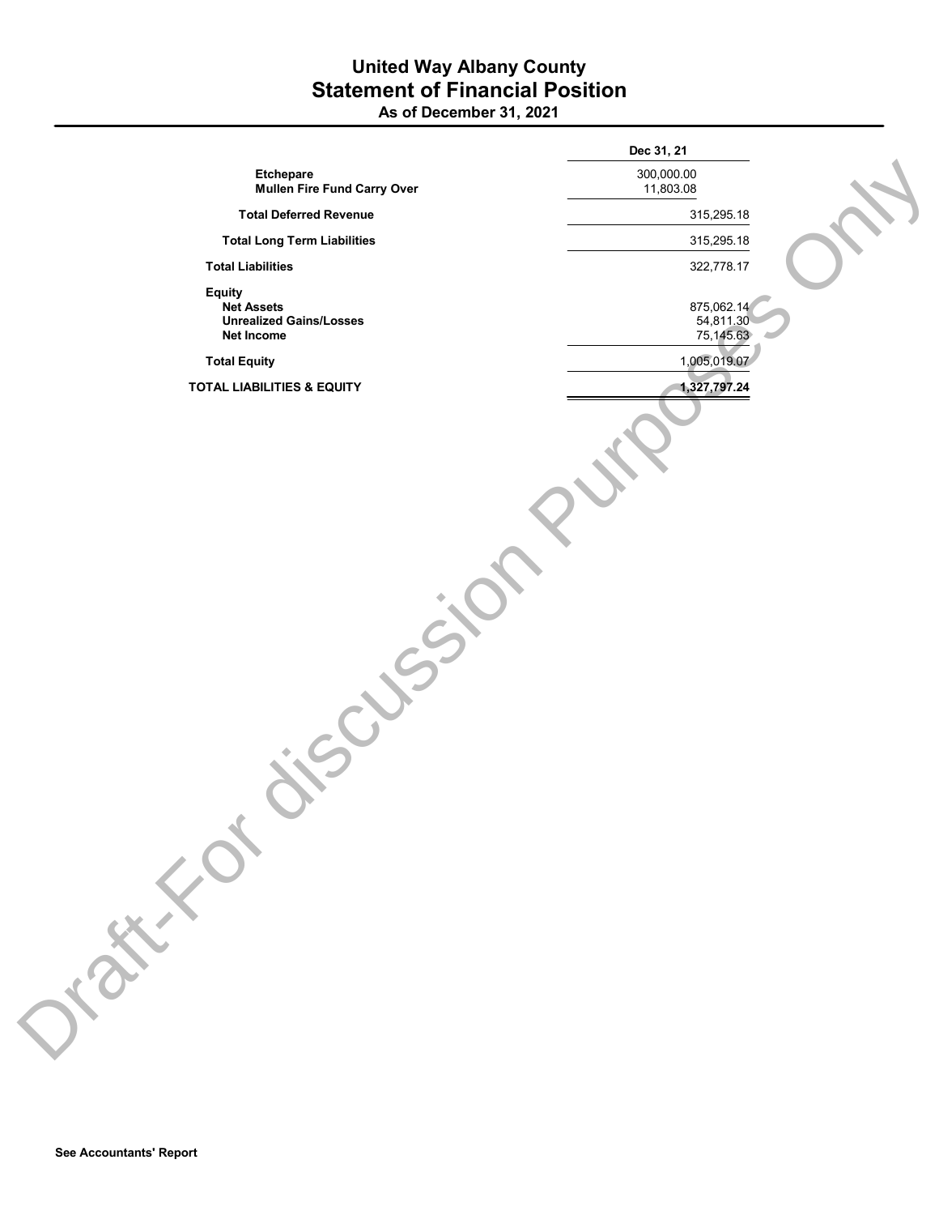# United Way Albany County

## Statement of Financial Position

### As of December 31, 2021

| | Dec 31, 21 |
|---|---|
| Etchepare | 300,000.00 |
| Mullen Fire Fund Carry Over | 11,803.08 |
| **Total Deferred Revenue** | 315,295.18 |
| **Total Long Term Liabilities** | 315,295.18 |
| **Total Liabilities** | 322,778.17 |
| **Equity** | |
| Net Assets | 875,062.14 |
| Unrealized Gains/Losses | 54,811.30 |
| Net Income | 75,145.63 |
| **Total Equity** | 1,005,019.07 |
| **TOTAL LIABILITIES & EQUITY** | **1,327,797.24** |

Draft-For discussion Purposes Only

See Accountants' Report